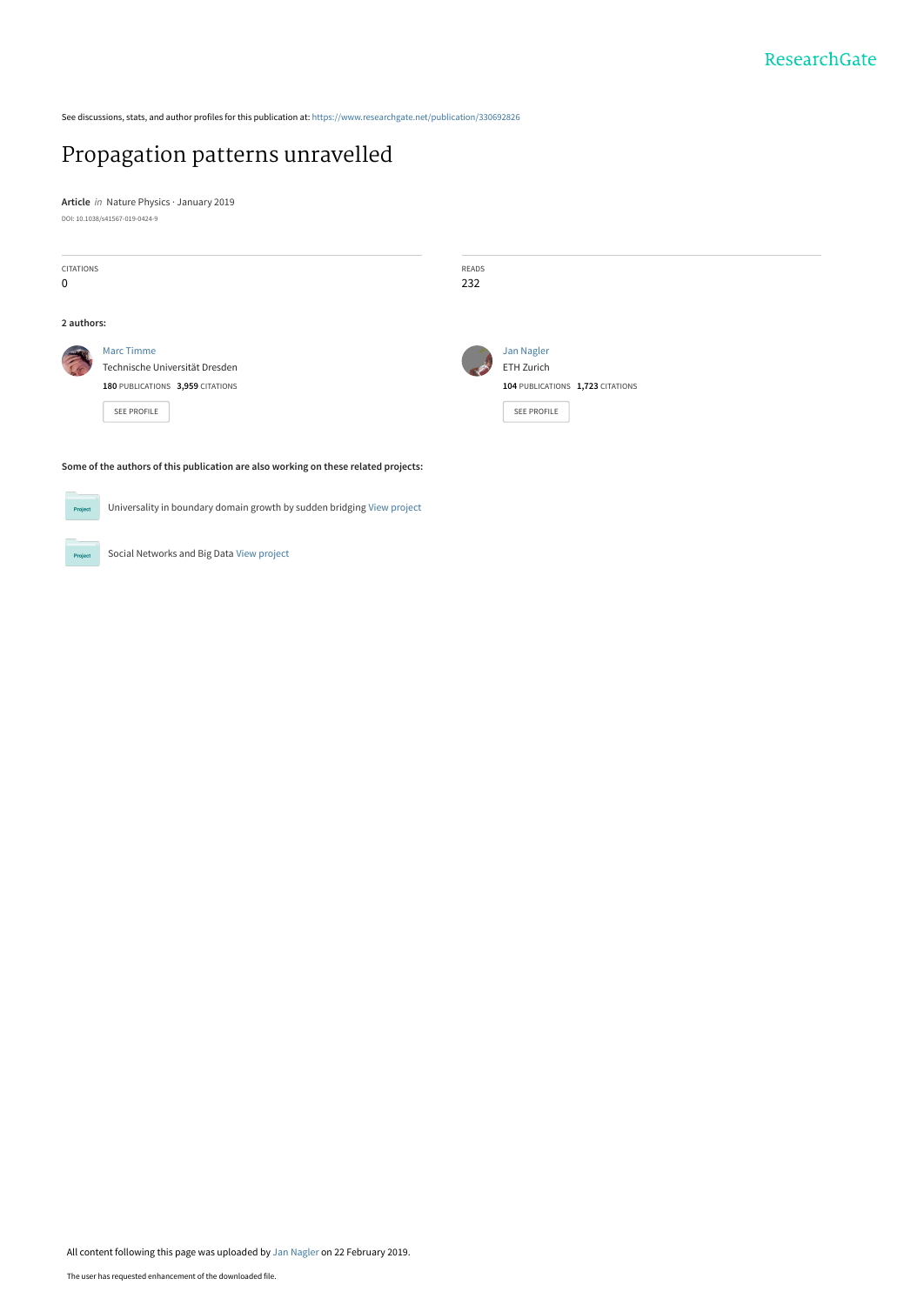See discussions, stats, and author profiles for this publication at: https://www.researchgate.net/publication/330692826

# Propagation patterns unravelled

**Article** *in* Nature Physics · January 2019

DOI: 10.1038/s41567-019-0424-9

| CITATIONS | READS |
| --- | --- |
| 0 | 232 |

**2 authors:**

**Marc Timme**
Technische Universität Dresden
**180** PUBLICATIONS **3,959** CITATIONS
SEE PROFILE

**Jan Nagler**
ETH Zurich
**104** PUBLICATIONS **1,723** CITATIONS
SEE PROFILE

**Some of the authors of this publication are also working on these related projects:**

- Universality in boundary domain growth by sudden bridging View project
- Social Networks and Big Data View project

All content following this page was uploaded by Jan Nagler on 22 February 2019.

The user has requested enhancement of the downloaded file.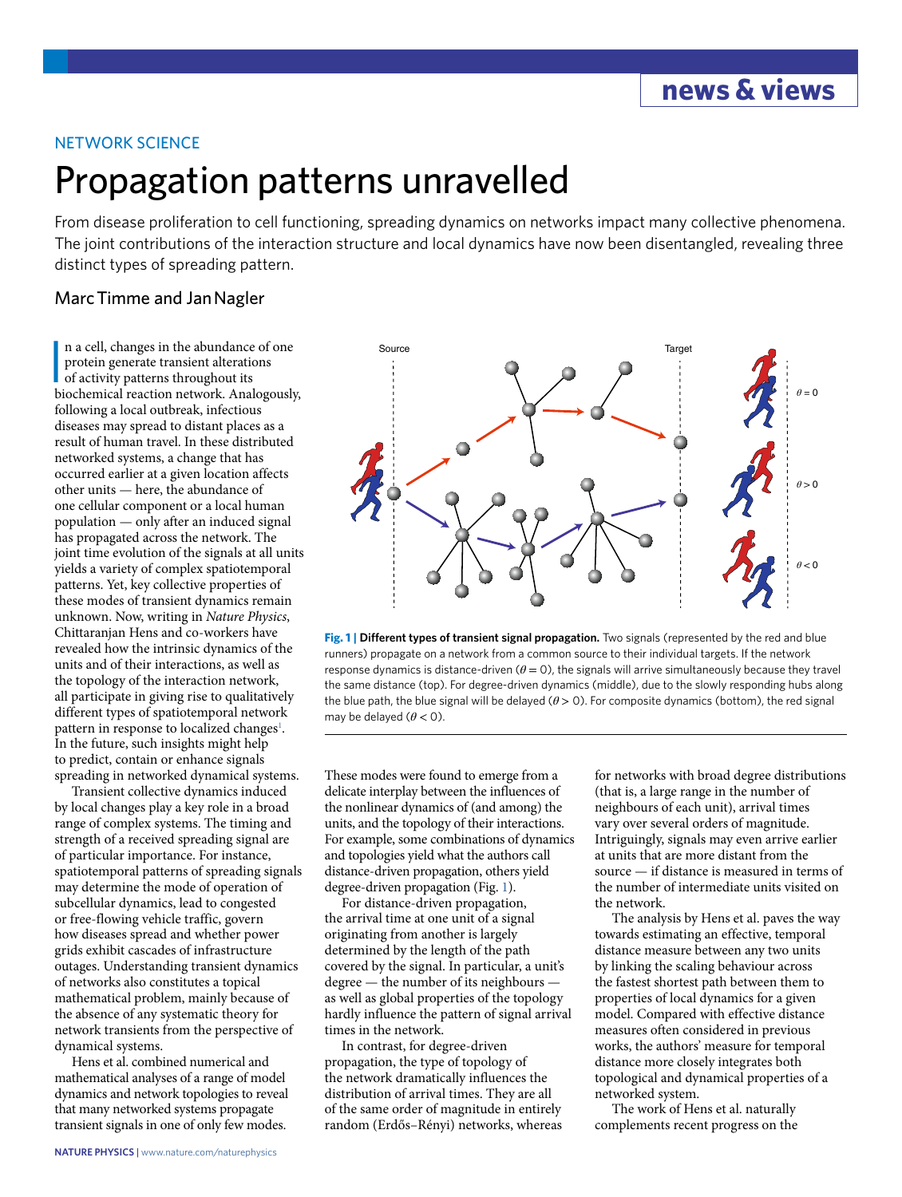NETWORK SCIENCE

# Propagation patterns unravelled

From disease proliferation to cell functioning, spreading dynamics on networks impact many collective phenomena. The joint contributions of the interaction structure and local dynamics have now been disentangled, revealing three distinct types of spreading pattern.

## Marc Timme and Jan Nagler

In a cell, changes in the abundance of one protein generate transient alterations of activity patterns throughout its biochemical reaction network. Analogously, following a local outbreak, infectious diseases may spread to distant places as a result of human travel. In these distributed networked systems, a change that has occurred earlier at a given location affects other units — here, the abundance of one cellular component or a local human population — only after an induced signal has propagated across the network. The joint time evolution of the signals at all units yields a variety of complex spatiotemporal patterns. Yet, key collective properties of these modes of transient dynamics remain unknown. Now, writing in *Nature Physics*, Chittaranjan Hens and co-workers have revealed how the intrinsic dynamics of the units and of their interactions, as well as the topology of the interaction network, all participate in giving rise to qualitatively different types of spatiotemporal network pattern in response to localized changes[1]. In the future, such insights might help to predict, contain or enhance signals spreading in networked dynamical systems.

Transient collective dynamics induced by local changes play a key role in a broad range of complex systems. The timing and strength of a received spreading signal are of particular importance. For instance, spatiotemporal patterns of spreading signals may determine the mode of operation of subcellular dynamics, lead to congested or free-flowing vehicle traffic, govern how diseases spread and whether power grids exhibit cascades of infrastructure outages. Understanding transient dynamics of networks also constitutes a topical mathematical problem, mainly because of the absence of any systematic theory for network transients from the perspective of dynamical systems.

Hens et al. combined numerical and mathematical analyses of a range of model dynamics and network topologies to reveal that many networked systems propagate transient signals in one of only few modes. These modes were found to emerge from a delicate interplay between the influences of the nonlinear dynamics of (and among) the units, and the topology of their interactions. For example, some combinations of dynamics and topologies yield what the authors call distance-driven propagation, others yield degree-driven propagation (Fig. 1).

Source

Target

$\theta = 0$

$\theta > 0$

$\theta < 0$

**Fig. 1 | Different types of transient signal propagation.** Two signals (represented by the red and blue runners) propagate on a network from a common source to their individual targets. If the network response dynamics is distance-driven ($\theta = 0$), the signals will arrive simultaneously because they travel the same distance (top). For degree-driven dynamics (middle), due to the slowly responding hubs along the blue path, the blue signal will be delayed ($\theta > 0$). For composite dynamics (bottom), the red signal may be delayed ($\theta < 0$).

For distance-driven propagation, the arrival time at one unit of a signal originating from another is largely determined by the length of the path covered by the signal. In particular, a unit's degree — the number of its neighbours — as well as global properties of the topology hardly influence the pattern of signal arrival times in the network.

In contrast, for degree-driven propagation, the type of topology of the network dramatically influences the distribution of arrival times. They are all of the same order of magnitude in entirely random (Erdős–Rényi) networks, whereas for networks with broad degree distributions (that is, a large range in the number of neighbours of each unit), arrival times vary over several orders of magnitude. Intriguingly, signals may even arrive earlier at units that are more distant from the source — if distance is measured in terms of the number of intermediate units visited on the network.

The analysis by Hens et al. paves the way towards estimating an effective, temporal distance measure between any two units by linking the scaling behaviour across the fastest shortest path between them to properties of local dynamics for a given model. Compared with effective distance measures often considered in previous works, the authors' measure for temporal distance more closely integrates both topological and dynamical properties of a networked system.

The work of Hens et al. naturally complements recent progress on the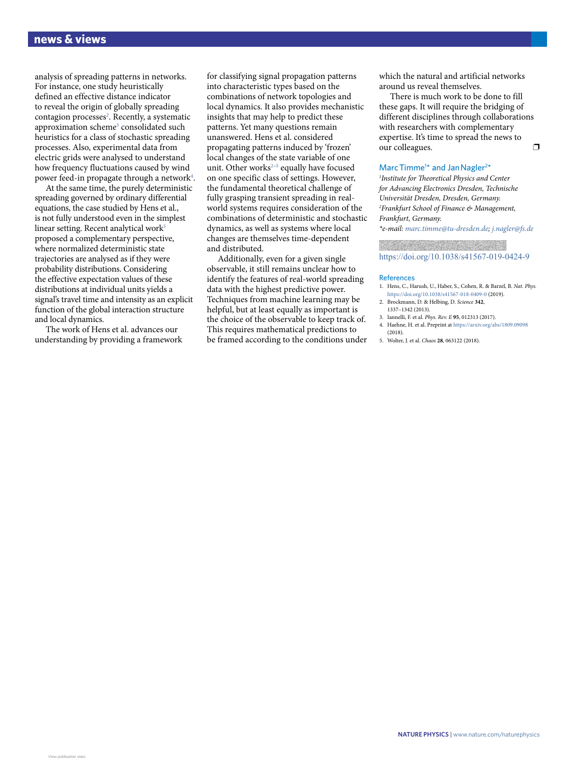analysis of spreading patterns in networks. For instance, one study heuristically defined an effective distance indicator to reveal the origin of globally spreading contagion processes[2]. Recently, a systematic approximation scheme[3] consolidated such heuristics for a class of stochastic spreading processes. Also, experimental data from electric grids were analysed to understand how frequency fluctuations caused by wind power feed-in propagate through a network[4].

At the same time, the purely deterministic spreading governed by ordinary differential equations, the case studied by Hens et al., is not fully understood even in the simplest linear setting. Recent analytical work[5] proposed a complementary perspective, where normalized deterministic state trajectories are analysed as if they were probability distributions. Considering the effective expectation values of these distributions at individual units yields a signal's travel time and intensity as an explicit function of the global interaction structure and local dynamics.

The work of Hens et al. advances our understanding by providing a framework for classifying signal propagation patterns into characteristic types based on the combinations of network topologies and local dynamics. It also provides mechanistic insights that may help to predict these patterns. Yet many questions remain unanswered. Hens et al. considered propagating patterns induced by 'frozen' local changes of the state variable of one unit. Other works[2–5] equally have focused on one specific class of settings. However, the fundamental theoretical challenge of fully grasping transient spreading in real-world systems requires consideration of the combinations of deterministic and stochastic dynamics, as well as systems where local changes are themselves time-dependent and distributed.

Additionally, even for a given single observable, it still remains unclear how to identify the features of real-world spreading data with the highest predictive power. Techniques from machine learning may be helpful, but at least equally as important is the choice of the observable to keep track of. This requires mathematical predictions to be framed according to the conditions under which the natural and artificial networks around us reveal themselves.

There is much work to be done to fill these gaps. It will require the bridging of different disciplines through collaborations with researchers with complementary expertise. It's time to spread the news to our colleagues. ❐

**Marc Timme[1]* and Jan Nagler[2]***

[1]*Institute for Theoretical Physics and Center for Advancing Electronics Dresden, Technische Universität Dresden, Dresden, Germany.*
[2]*Frankfurt School of Finance & Management, Frankfurt, Germany.*
*e-mail: marc.timme@tu-dresden.de; j.nagler@fs.de

https://doi.org/10.1038/s41567-019-0424-9

## References

1. Hens, C., Harush, U., Haber, S., Cohen, R. & Barzel, B. *Nat. Phys.* https://doi.org/10.1038/s41567-018-0409-0 (2019).
2. Brockmann, D. & Helbing, D. *Science* **342**, 1337–1342 (2013).
3. Iannelli, F. et al. *Phys. Rev. E* **95**, 012313 (2017).
4. Haehne, H. et al. Preprint at https://arxiv.org/abs/1809.09098 (2018).
5. Wolter, J. et al. *Chaos* **28**, 063122 (2018).